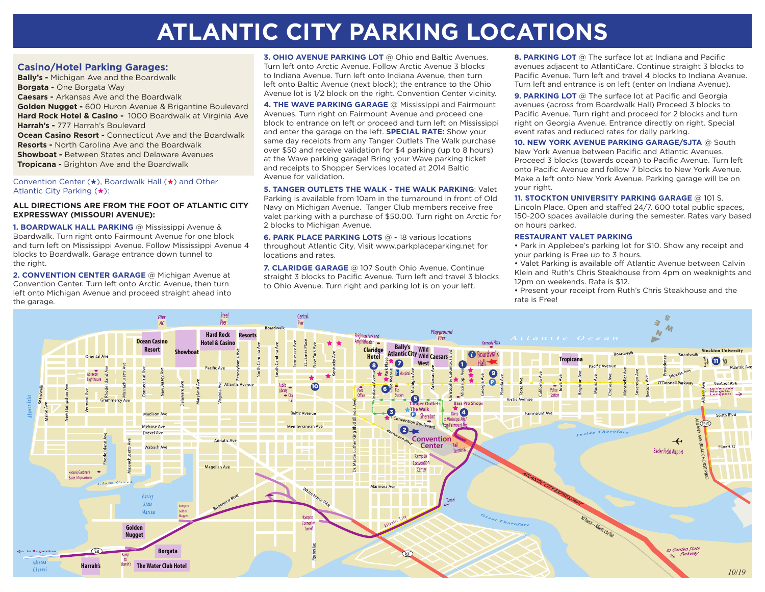# ATLANTIC CITY PARKING LOCATIONS

## Casino/Hotel Parking Garages:

**Bally's -** Michigan Ave and the Boardwalk
**Borgata -** One Borgata Way
**Caesars -** Arkansas Ave and the Boardwalk
**Golden Nugget -** 600 Huron Avenue & Brigantine Boulevard
**Hard Rock Hotel & Casino -** 1000 Boardwalk at Virginia Ave
**Harrah's -** 777 Harrah's Boulevard
**Ocean Casino Resort -** Connecticut Ave and the Boardwalk
**Resorts -** North Carolina Ave and the Boardwalk
**Showboat -** Between States and Delaware Avenues
**Tropicana -** Brighton Ave and the Boardwalk

Convention Center (★), Boardwalk Hall (★) and Other Atlantic City Parking (★):

**ALL DIRECTIONS ARE FROM THE FOOT OF ATLANTIC CITY EXPRESSWAY (MISSOURI AVENUE):**

**1. BOARDWALK HALL PARKING** @ Mississippi Avenue & Boardwalk. Turn right onto Fairmount Avenue for one block and turn left on Mississippi Avenue. Follow Mississippi Avenue 4 blocks to Boardwalk. Garage entrance down tunnel to the right.

**2. CONVENTION CENTER GARAGE** @ Michigan Avenue at Convention Center. Turn left onto Arctic Avenue, then turn left onto Michigan Avenue and proceed straight ahead into the garage.

**3. OHIO AVENUE PARKING LOT** @ Ohio and Baltic Avenues. Turn left onto Arctic Avenue. Follow Arctic Avenue 3 blocks to Indiana Avenue. Turn left onto Indiana Avenue, then turn left onto Baltic Avenue (next block); the entrance to the Ohio Avenue lot is 1/2 block on the right. Convention Center vicinity.

**4. THE WAVE PARKING GARAGE** @ Mississippi and Fairmount Avenues. Turn right on Fairmount Avenue and proceed one block to entrance on left or proceed and turn left on Mississippi and enter the garage on the left. **SPECIAL RATE:** Show your same day receipts from any Tanger Outlets The Walk purchase over $50 and receive validation for $4 parking (up to 8 hours) at the Wave parking garage! Bring your Wave parking ticket and receipts to Shopper Services located at 2014 Baltic Avenue for validation.

**5. TANGER OUTLETS THE WALK - THE WALK PARKING**: Valet Parking is available from 10am in the turnaround in front of Old Navy on Michigan Avenue. Tanger Club members receive free valet parking with a purchase of $50.00. Turn right on Arctic for 2 blocks to Michigan Avenue.

**6. PARK PLACE PARKING LOTS** @ - 18 various locations throughout Atlantic City. Visit www.parkplaceparking.net for locations and rates.

**7. CLARIDGE GARAGE** @ 107 South Ohio Avenue. Continue straight 3 blocks to Pacific Avenue. Turn left and travel 3 blocks to Ohio Avenue. Turn right and parking lot is on your left.

**8. PARKING LOT** @ The surface lot at Indiana and Pacific avenues adjacent to AtlantiCare. Continue straight 3 blocks to Pacific Avenue. Turn left and travel 4 blocks to Indiana Avenue. Turn left and entrance is on left (enter on Indiana Avenue).

**9. PARKING LOT** @ The surface lot at Pacific and Georgia avenues (across from Boardwalk Hall) Proceed 3 blocks to Pacific Avenue. Turn right and proceed for 2 blocks and turn right on Georgia Avenue. Entrance directly on right. Special event rates and reduced rates for daily parking.

**10. NEW YORK AVENUE PARKING GARAGE/SJTA** @ South New York Avenue between Pacific and Atlantic Avenues. Proceed 3 blocks (towards ocean) to Pacific Avenue. Turn left onto Pacific Avenue and follow 7 blocks to New York Avenue. Make a left onto New York Avenue. Parking garage will be on your right.

**11. STOCKTON UNIVERSITY PARKING GARAGE** @ 101 S. Lincoln Place. Open and staffed 24/7. 600 total public spaces, 150-200 spaces available during the semester. Rates vary based on hours parked.

**RESTAURANT VALET PARKING**

- Park in Applebee's parking lot for $10. Show any receipt and your parking is Free up to 3 hours.
- Valet Parking is available off Atlantic Avenue between Calvin Klein and Ruth's Chris Steakhouse from 4pm on weeknights and 12pm on weekends. Rate is $12.
- Present your receipt from Ruth's Chris Steakhouse and the rate is Free!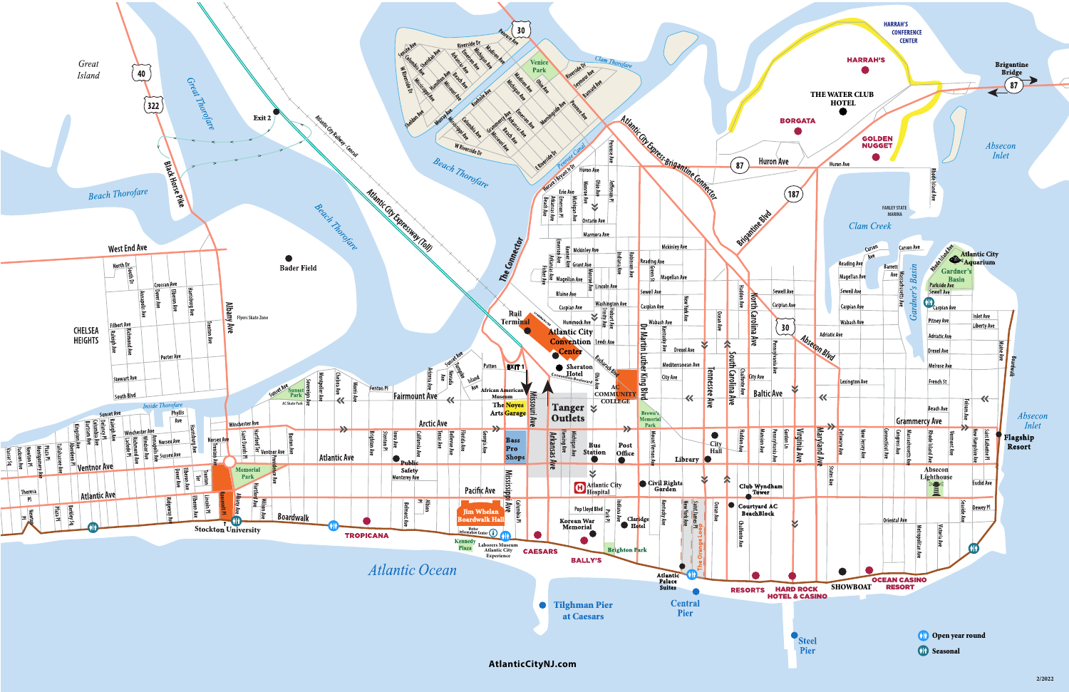Great Island

40

322

Great Thorofare

Exit 2

Black Horse Pike

Beach Thorofare

West End Ave

CHELSEA HEIGHTS

Albany Ave

Flyers Skate Zone

Bader Field

Beach Thorofare

Atlantic City Expressway (Toll)

Atlantic City Railway - Conrail

30

Venice Park

Clam Thorofare

Penrose Canal

Beach Thorofare

Atlantic City Expressway-Brigantine Connector

HARRAH'S CONFERENCE CENTER

HARRAH'S

THE WATER CLUB HOTEL

BORGATA

GOLDEN NUGGET

Brigantine Bridge

87

Absecon Inlet

Huron Ave

187

Brigantine Blvd

FARLEY STATE MARINA

Clam Creek

Gardner's Basin

Atlantic City Aquarium

Gardner's Basin

The Connector

Rail Terminal

Atlantic City Convention Center

Sheraton Hotel

EXIT 1

AC COMMUNITY COLLEGE

Dr Martin Luther King Blvd

Tennessee Ave

South Carolina Ave

North Carolina Ave

Baltic Ave

Absecon Blvd

Virginia Ave

Maryland Ave

Fairmount Ave

African American Museum

The Noyes Arts Garage

Missouri Ave

Tanger Outlets

Arctic Ave

Sunset Park

AC Skate Park

Inside Thorofare

Atlantic Ave

Ventnor Ave

Memorial Park

Public Safety

Bass Pro Shops

Arkansas Ave

Bus Station

Post Office

Brown's Memorial Park

City Hall

Library

Gramercy Ave

Absecon Inlet

Flagship Resort

Absecon Lighthouse

Pacific Ave

Mississippi Ave

Atlantic City Hospital

Civil Rights Garden

Club Wyndham Tower

Courtyard AC Beachblock

Boardwalk

Stockton University

TROPICANA

Jim Whelan Boardwalk Hall

Visitor Information Center

Kennedy Plaza

Laborers Museum Atlantic City Experience

CAESARS

Korean War Memorial

BALLY'S

Claridge Hotel

Brighton Park

The Orange Loop

Atlantic Palace Suites

RESORTS

HARD ROCK HOTEL & CASINO

SHOWBOAT

OCEAN CASINO RESORT

Atlantic Ocean

Tilghman Pier at Caesars

Central Pier

Steel Pier

Open year round

Seasonal

AtlanticCityNJ.com

2/2022